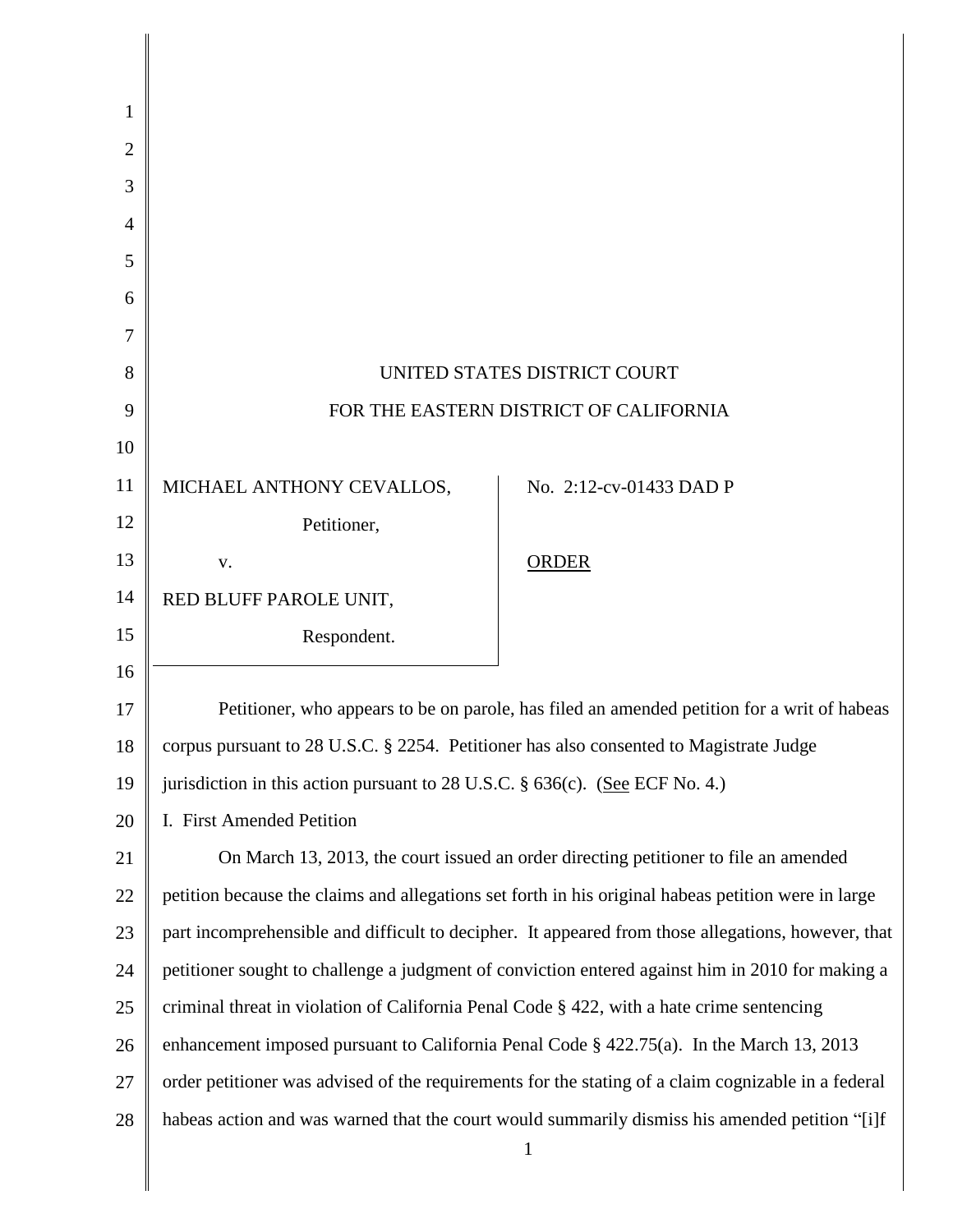UNITED STATES DISTRICT COURT

FOR THE EASTERN DISTRICT OF CALIFORNIA

| | |
|---|---|
| MICHAEL ANTHONY CEVALLOS,<br>Petitioner,<br>v.<br>RED BLUFF PAROLE UNIT,<br>Respondent. | No. 2:12-cv-01433 DAD P<br><br>ORDER |

Petitioner, who appears to be on parole, has filed an amended petition for a writ of habeas corpus pursuant to 28 U.S.C. § 2254. Petitioner has also consented to Magistrate Judge jurisdiction in this action pursuant to 28 U.S.C. § 636(c). (See ECF No. 4.)

I. First Amended Petition

On March 13, 2013, the court issued an order directing petitioner to file an amended petition because the claims and allegations set forth in his original habeas petition were in large part incomprehensible and difficult to decipher. It appeared from those allegations, however, that petitioner sought to challenge a judgment of conviction entered against him in 2010 for making a criminal threat in violation of California Penal Code § 422, with a hate crime sentencing enhancement imposed pursuant to California Penal Code § 422.75(a). In the March 13, 2013 order petitioner was advised of the requirements for the stating of a claim cognizable in a federal habeas action and was warned that the court would summarily dismiss his amended petition "[i]f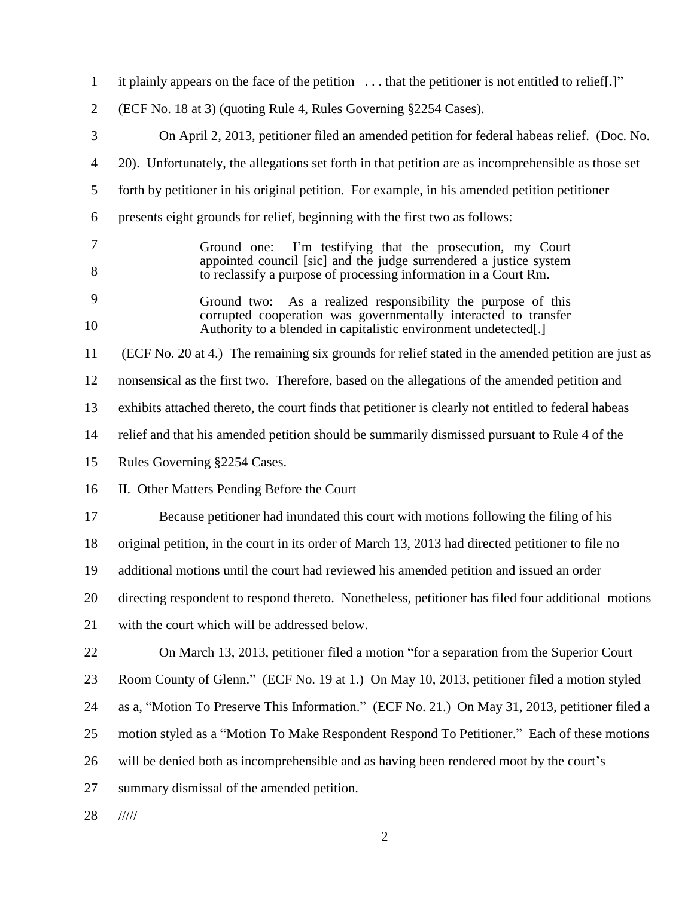it plainly appears on the face of the petition . . . that the petitioner is not entitled to relief[.]" (ECF No. 18 at 3) (quoting Rule 4, Rules Governing §2254 Cases).

On April 2, 2013, petitioner filed an amended petition for federal habeas relief. (Doc. No. 20). Unfortunately, the allegations set forth in that petition are as incomprehensible as those set forth by petitioner in his original petition. For example, in his amended petition petitioner presents eight grounds for relief, beginning with the first two as follows:

> Ground one: I'm testifying that the prosecution, my Court appointed council [sic] and the judge surrendered a justice system to reclassify a purpose of processing information in a Court Rm.
>
> Ground two: As a realized responsibility the purpose of this corrupted cooperation was governmentally interacted to transfer Authority to a blended in capitalistic environment undetected[.]

(ECF No. 20 at 4.) The remaining six grounds for relief stated in the amended petition are just as nonsensical as the first two. Therefore, based on the allegations of the amended petition and exhibits attached thereto, the court finds that petitioner is clearly not entitled to federal habeas relief and that his amended petition should be summarily dismissed pursuant to Rule 4 of the Rules Governing §2254 Cases.

II. Other Matters Pending Before the Court

Because petitioner had inundated this court with motions following the filing of his original petition, in the court in its order of March 13, 2013 had directed petitioner to file no additional motions until the court had reviewed his amended petition and issued an order directing respondent to respond thereto. Nonetheless, petitioner has filed four additional motions with the court which will be addressed below.

On March 13, 2013, petitioner filed a motion "for a separation from the Superior Court Room County of Glenn." (ECF No. 19 at 1.) On May 10, 2013, petitioner filed a motion styled as a, "Motion To Preserve This Information." (ECF No. 21.) On May 31, 2013, petitioner filed a motion styled as a "Motion To Make Respondent Respond To Petitioner." Each of these motions will be denied both as incomprehensible and as having been rendered moot by the court's summary dismissal of the amended petition.

/////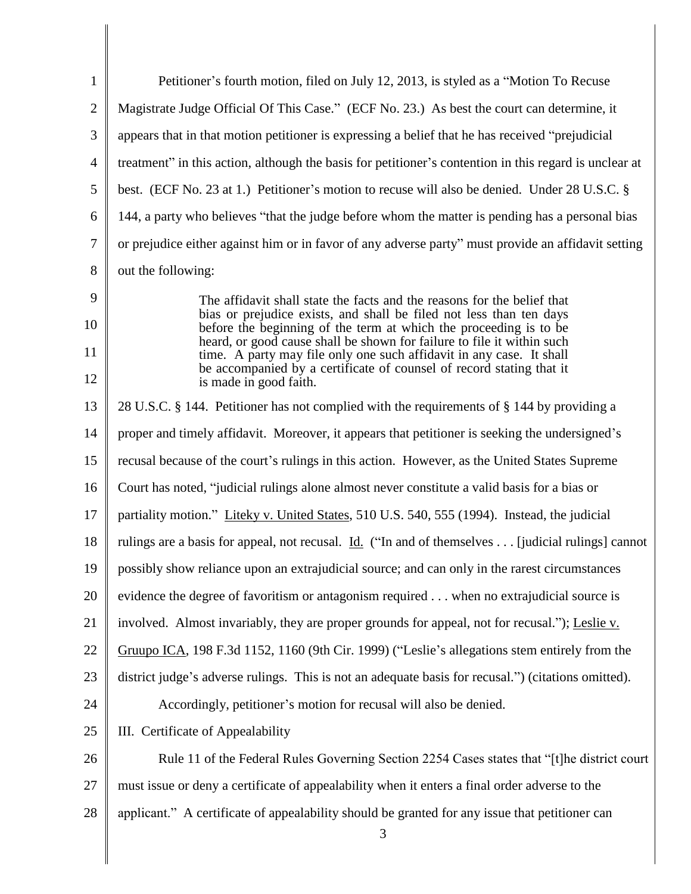Petitioner's fourth motion, filed on July 12, 2013, is styled as a "Motion To Recuse Magistrate Judge Official Of This Case." (ECF No. 23.) As best the court can determine, it appears that in that motion petitioner is expressing a belief that he has received "prejudicial treatment" in this action, although the basis for petitioner's contention in this regard is unclear at best. (ECF No. 23 at 1.) Petitioner's motion to recuse will also be denied. Under 28 U.S.C. § 144, a party who believes "that the judge before whom the matter is pending has a personal bias or prejudice either against him or in favor of any adverse party" must provide an affidavit setting out the following:

> The affidavit shall state the facts and the reasons for the belief that bias or prejudice exists, and shall be filed not less than ten days before the beginning of the term at which the proceeding is to be heard, or good cause shall be shown for failure to file it within such time. A party may file only one such affidavit in any case. It shall be accompanied by a certificate of counsel of record stating that it is made in good faith.

28 U.S.C. § 144. Petitioner has not complied with the requirements of § 144 by providing a proper and timely affidavit. Moreover, it appears that petitioner is seeking the undersigned's recusal because of the court's rulings in this action. However, as the United States Supreme Court has noted, "judicial rulings alone almost never constitute a valid basis for a bias or partiality motion." Liteky v. United States, 510 U.S. 540, 555 (1994). Instead, the judicial rulings are a basis for appeal, not recusal. Id. ("In and of themselves . . . [judicial rulings] cannot possibly show reliance upon an extrajudicial source; and can only in the rarest circumstances evidence the degree of favoritism or antagonism required . . . when no extrajudicial source is involved. Almost invariably, they are proper grounds for appeal, not for recusal."); Leslie v. Gruupo ICA, 198 F.3d 1152, 1160 (9th Cir. 1999) ("Leslie's allegations stem entirely from the district judge's adverse rulings. This is not an adequate basis for recusal.") (citations omitted).

Accordingly, petitioner's motion for recusal will also be denied.

## III. Certificate of Appealability

Rule 11 of the Federal Rules Governing Section 2254 Cases states that "[t]he district court must issue or deny a certificate of appealability when it enters a final order adverse to the applicant." A certificate of appealability should be granted for any issue that petitioner can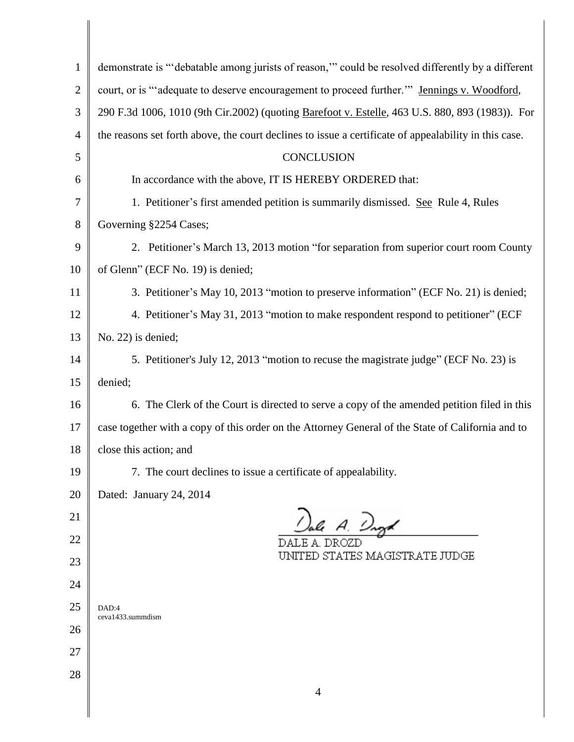demonstrate is "'debatable among jurists of reason,'" could be resolved differently by a different court, or is "'adequate to deserve encouragement to proceed further.'" Jennings v. Woodford, 290 F.3d 1006, 1010 (9th Cir.2002) (quoting Barefoot v. Estelle, 463 U.S. 880, 893 (1983)). For the reasons set forth above, the court declines to issue a certificate of appealability in this case.

## CONCLUSION

In accordance with the above, IT IS HEREBY ORDERED that:

1. Petitioner's first amended petition is summarily dismissed. See Rule 4, Rules Governing §2254 Cases;

2. Petitioner's March 13, 2013 motion "for separation from superior court room County of Glenn" (ECF No. 19) is denied;

3. Petitioner's May 10, 2013 "motion to preserve information" (ECF No. 21) is denied;

4. Petitioner's May 31, 2013 "motion to make respondent respond to petitioner" (ECF No. 22) is denied;

5. Petitioner's July 12, 2013 "motion to recuse the magistrate judge" (ECF No. 23) is denied;

6. The Clerk of the Court is directed to serve a copy of the amended petition filed in this case together with a copy of this order on the Attorney General of the State of California and to close this action; and

7. The court declines to issue a certificate of appealability.

Dated: January 24, 2014

Dale A. Drozd

DALE A. DROZD
UNITED STATES MAGISTRATE JUDGE

DAD:4
ceva1433.summdism